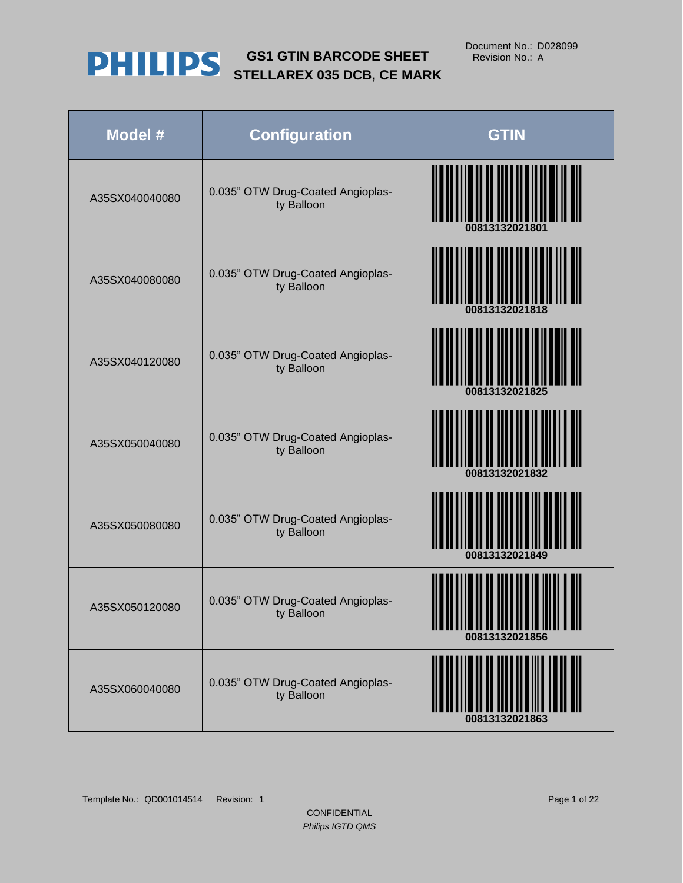# GS1 GTIN BARCODE SHEET
# STELLAREX 035 DCB, CE MARK

Document No.: D028099
Revision No.: A

| Model # | Configuration | GTIN |
|---|---|---|
| A35SX040040080 | 0.035" OTW Drug-Coated Angioplasty Balloon | 00813132021801 |
| A35SX040080080 | 0.035" OTW Drug-Coated Angioplasty Balloon | 00813132021818 |
| A35SX040120080 | 0.035" OTW Drug-Coated Angioplasty Balloon | 00813132021825 |
| A35SX050040080 | 0.035" OTW Drug-Coated Angioplasty Balloon | 00813132021832 |
| A35SX050080080 | 0.035" OTW Drug-Coated Angioplasty Balloon | 00813132021849 |
| A35SX050120080 | 0.035" OTW Drug-Coated Angioplasty Balloon | 00813132021856 |
| A35SX060040080 | 0.035" OTW Drug-Coated Angioplasty Balloon | 00813132021863 |

Template No.: QD001014514 Revision: 1

CONFIDENTIAL
*Philips IGTD QMS*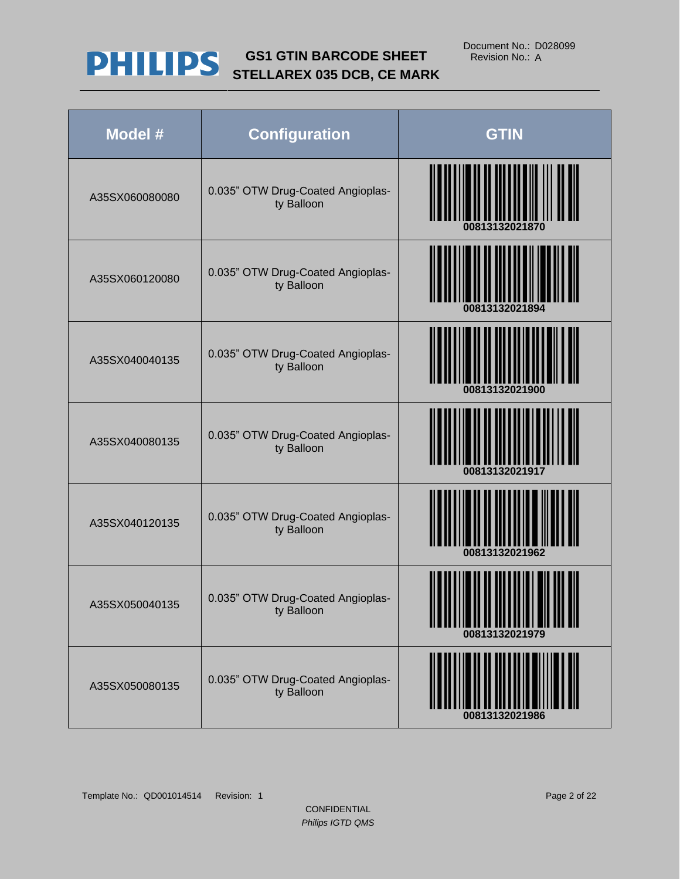# GS1 GTIN BARCODE SHEET STELLAREX 035 DCB, CE MARK

Document No.: D028099
Revision No.: A

| Model # | Configuration | GTIN |
|---|---|---|
| A35SX060080080 | 0.035" OTW Drug-Coated Angioplasty Balloon | 00813132021870 |
| A35SX060120080 | 0.035" OTW Drug-Coated Angioplasty Balloon | 00813132021894 |
| A35SX040040135 | 0.035" OTW Drug-Coated Angioplasty Balloon | 00813132021900 |
| A35SX040080135 | 0.035" OTW Drug-Coated Angioplasty Balloon | 00813132021917 |
| A35SX040120135 | 0.035" OTW Drug-Coated Angioplasty Balloon | 00813132021962 |
| A35SX050040135 | 0.035" OTW Drug-Coated Angioplasty Balloon | 00813132021979 |
| A35SX050080135 | 0.035" OTW Drug-Coated Angioplasty Balloon | 00813132021986 |

Template No.: QD001014514 Revision: 1

CONFIDENTIAL

*Philips IGTD QMS*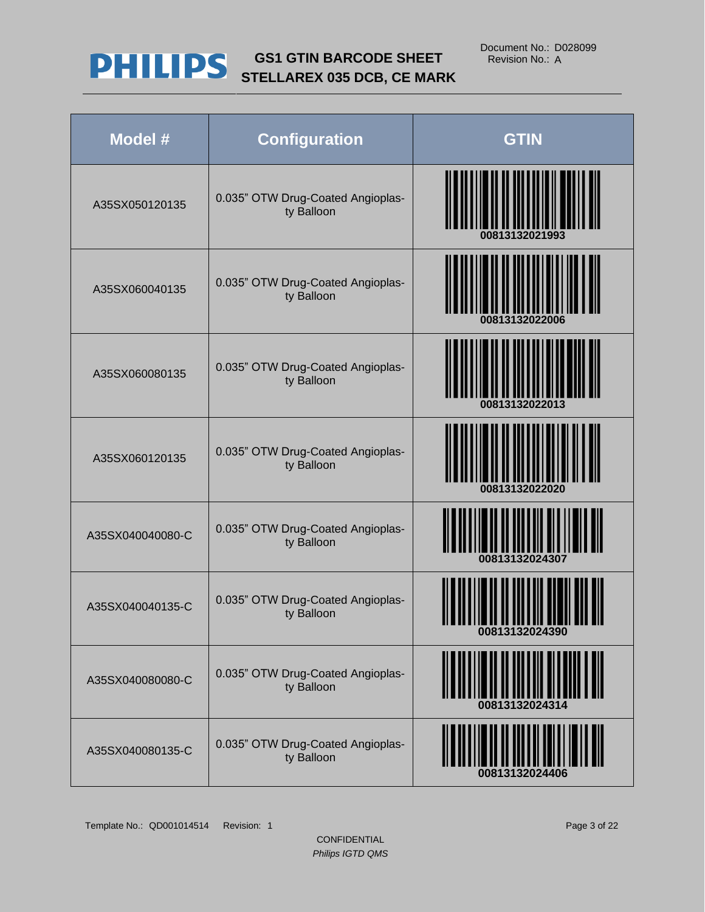| Model # | Configuration | GTIN |
| --- | --- | --- |
| A35SX050120135 | 0.035" OTW Drug-Coated Angioplasty Balloon | 00813132021993 |
| A35SX060040135 | 0.035" OTW Drug-Coated Angioplasty Balloon | 00813132022006 |
| A35SX060080135 | 0.035" OTW Drug-Coated Angioplasty Balloon | 00813132022013 |
| A35SX060120135 | 0.035" OTW Drug-Coated Angioplasty Balloon | 00813132022020 |
| A35SX040040080-C | 0.035" OTW Drug-Coated Angioplasty Balloon | 00813132024307 |
| A35SX040040135-C | 0.035" OTW Drug-Coated Angioplasty Balloon | 00813132024390 |
| A35SX040080080-C | 0.035" OTW Drug-Coated Angioplasty Balloon | 00813132024314 |
| A35SX040080135-C | 0.035" OTW Drug-Coated Angioplasty Balloon | 00813132024406 |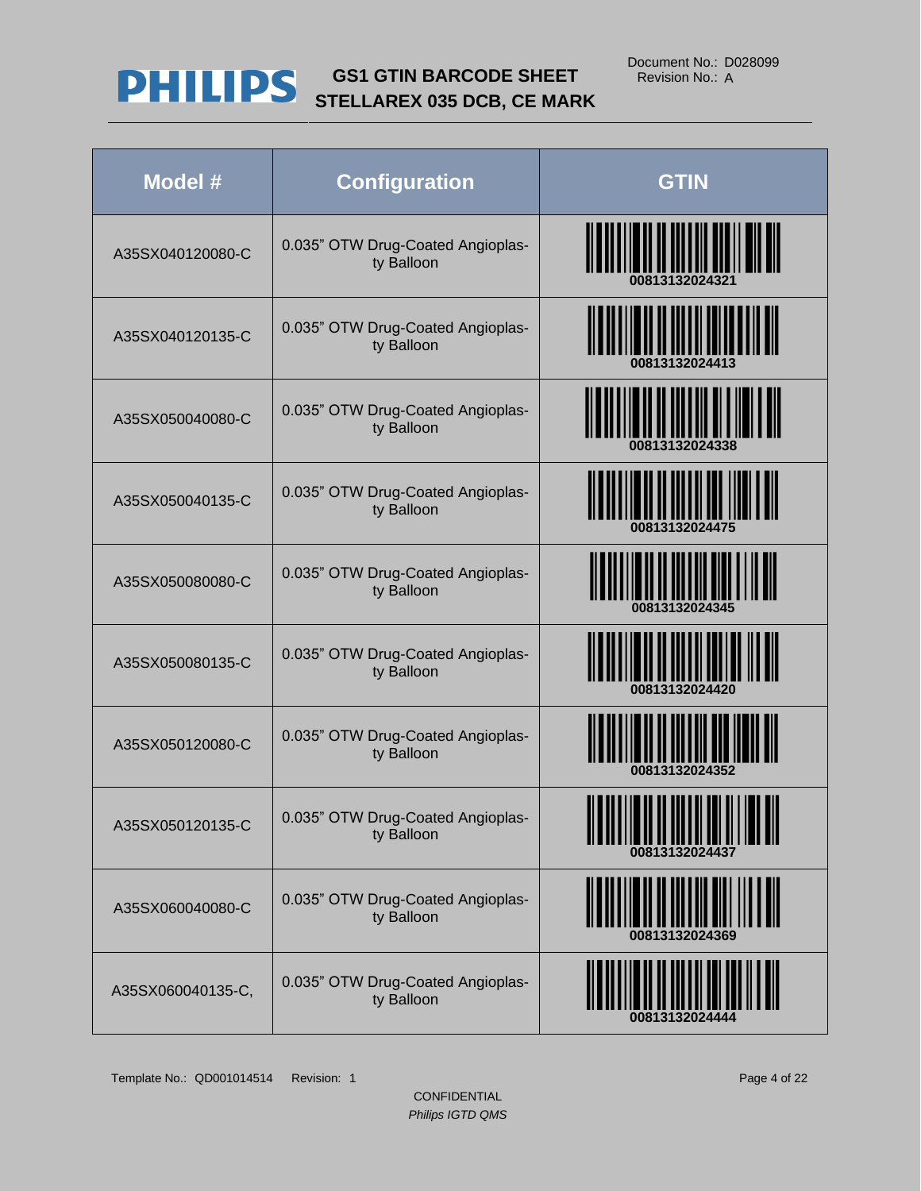# PHILIPS

## GS1 GTIN BARCODE SHEET
## STELLAREX 035 DCB, CE MARK

Document No.: D028099
Revision No.: A

| Model # | Configuration | GTIN |
| --- | --- | --- |
| A35SX040120080-C | 0.035" OTW Drug-Coated Angioplasty Balloon | 00813132024321 |
| A35SX040120135-C | 0.035" OTW Drug-Coated Angioplasty Balloon | 00813132024413 |
| A35SX050040080-C | 0.035" OTW Drug-Coated Angioplasty Balloon | 00813132024338 |
| A35SX050040135-C | 0.035" OTW Drug-Coated Angioplasty Balloon | 00813132024475 |
| A35SX050080080-C | 0.035" OTW Drug-Coated Angioplasty Balloon | 00813132024345 |
| A35SX050080135-C | 0.035" OTW Drug-Coated Angioplasty Balloon | 00813132024420 |
| A35SX050120080-C | 0.035" OTW Drug-Coated Angioplasty Balloon | 00813132024352 |
| A35SX050120135-C | 0.035" OTW Drug-Coated Angioplasty Balloon | 00813132024437 |
| A35SX060040080-C | 0.035" OTW Drug-Coated Angioplasty Balloon | 00813132024369 |
| A35SX060040135-C, | 0.035" OTW Drug-Coated Angioplasty Balloon | 00813132024444 |

Template No.: QD001014514 Revision: 1

CONFIDENTIAL
*Philips IGTD QMS*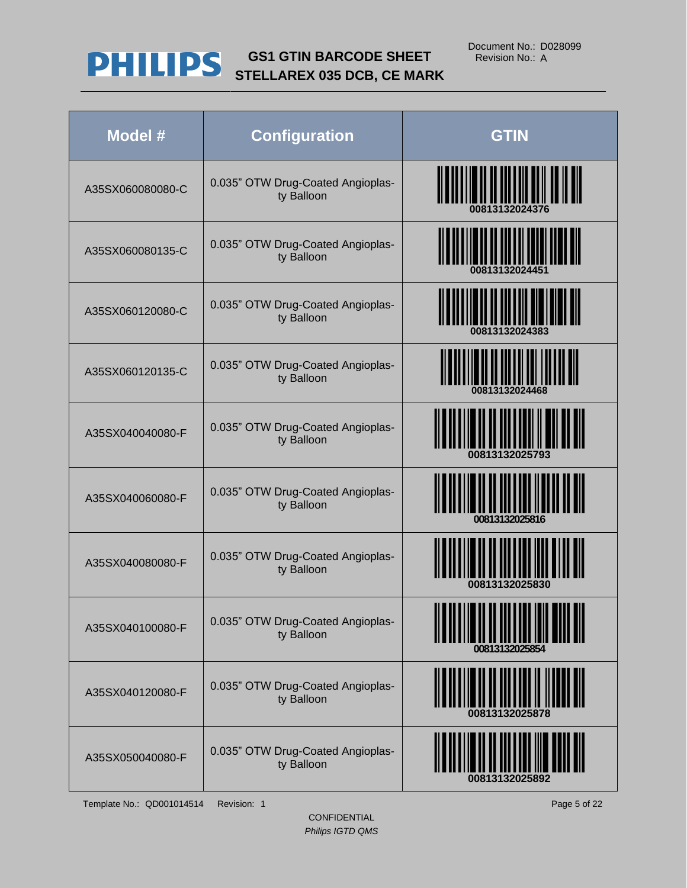| Model # | Configuration | GTIN |
|---|---|---|
| A35SX060080080-C | 0.035" OTW Drug-Coated Angioplasty Balloon | 00813132024376 |
| A35SX060080135-C | 0.035" OTW Drug-Coated Angioplasty Balloon | 00813132024451 |
| A35SX060120080-C | 0.035" OTW Drug-Coated Angioplasty Balloon | 00813132024383 |
| A35SX060120135-C | 0.035" OTW Drug-Coated Angioplasty Balloon | 00813132024468 |
| A35SX040040080-F | 0.035" OTW Drug-Coated Angioplasty Balloon | 00813132025793 |
| A35SX040060080-F | 0.035" OTW Drug-Coated Angioplasty Balloon | 00813132025816 |
| A35SX040080080-F | 0.035" OTW Drug-Coated Angioplasty Balloon | 00813132025830 |
| A35SX040100080-F | 0.035" OTW Drug-Coated Angioplasty Balloon | 00813132025854 |
| A35SX040120080-F | 0.035" OTW Drug-Coated Angioplasty Balloon | 00813132025878 |
| A35SX050040080-F | 0.035" OTW Drug-Coated Angioplasty Balloon | 00813132025892 |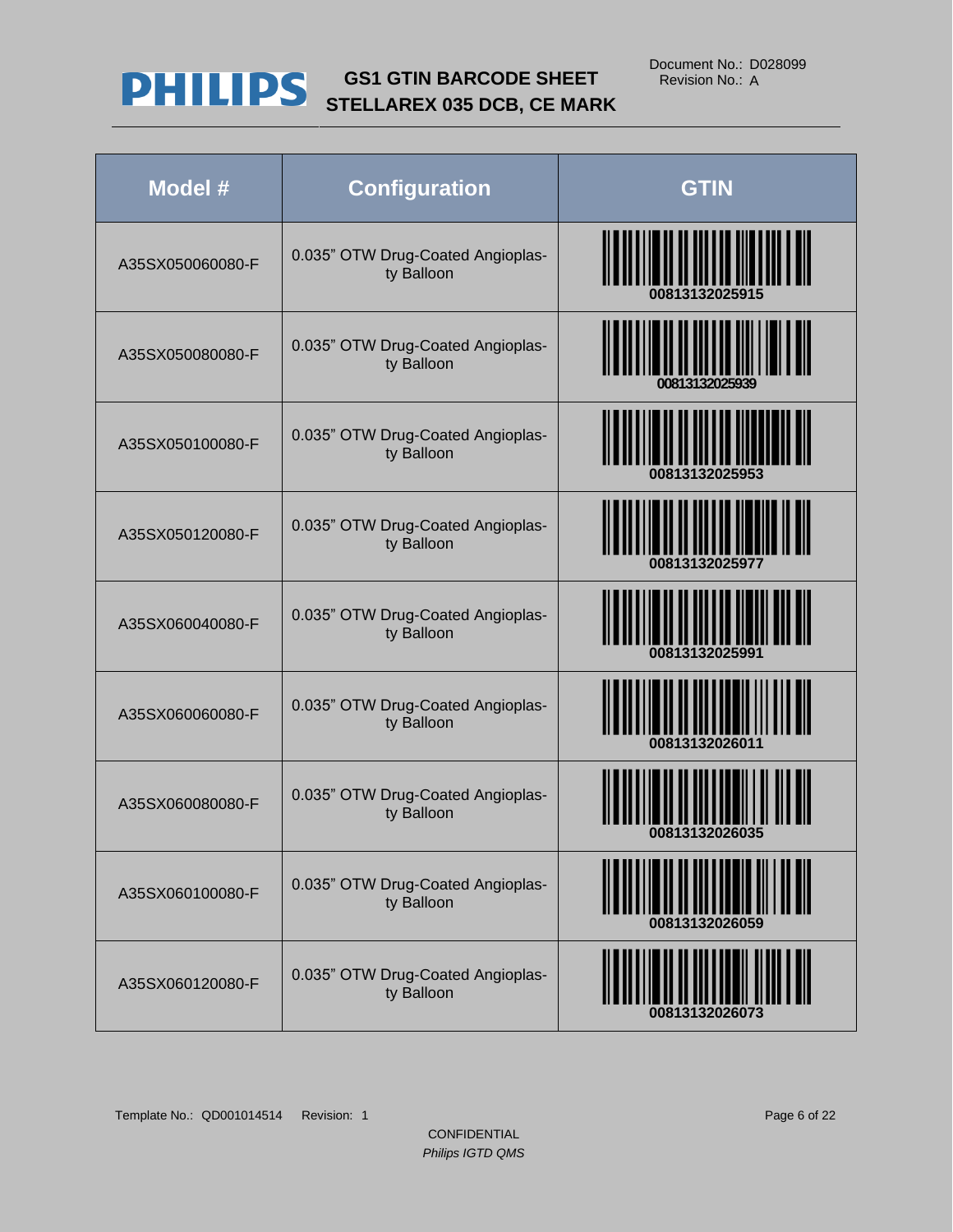# GS1 GTIN BARCODE SHEET STELLAREX 035 DCB, CE MARK

Document No.: D028099
Revision No.: A

| Model # | Configuration | GTIN |
|---|---|---|
| A35SX050060080-F | 0.035” OTW Drug-Coated Angioplasty Balloon | 00813132025915 |
| A35SX050080080-F | 0.035” OTW Drug-Coated Angioplasty Balloon | 00813132025939 |
| A35SX050100080-F | 0.035” OTW Drug-Coated Angioplasty Balloon | 00813132025953 |
| A35SX050120080-F | 0.035” OTW Drug-Coated Angioplasty Balloon | 00813132025977 |
| A35SX060040080-F | 0.035” OTW Drug-Coated Angioplasty Balloon | 00813132025991 |
| A35SX060060080-F | 0.035” OTW Drug-Coated Angioplasty Balloon | 00813132026011 |
| A35SX060080080-F | 0.035” OTW Drug-Coated Angioplasty Balloon | 00813132026035 |
| A35SX060100080-F | 0.035” OTW Drug-Coated Angioplasty Balloon | 00813132026059 |
| A35SX060120080-F | 0.035” OTW Drug-Coated Angioplasty Balloon | 00813132026073 |

Template No.: QD001014514 Revision: 1

CONFIDENTIAL
*Philips IGTD QMS*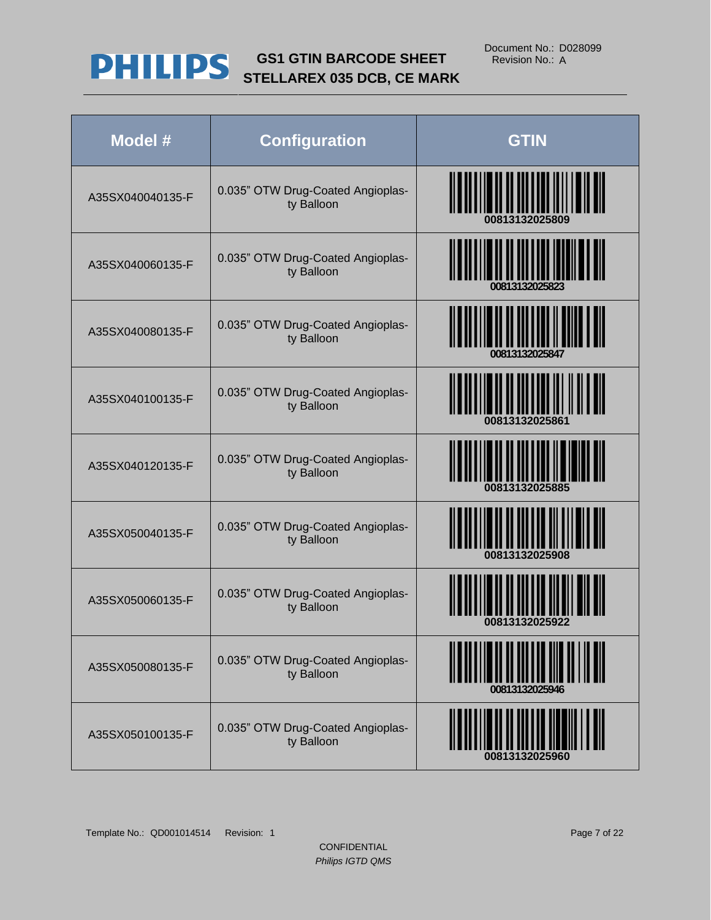| Model # | Configuration | GTIN |
|---|---|---|
| A35SX040040135-F | 0.035" OTW Drug-Coated Angioplasty Balloon | 00813132025809 |
| A35SX040060135-F | 0.035" OTW Drug-Coated Angioplasty Balloon | 00813132025823 |
| A35SX040080135-F | 0.035" OTW Drug-Coated Angioplasty Balloon | 00813132025847 |
| A35SX040100135-F | 0.035" OTW Drug-Coated Angioplasty Balloon | 00813132025861 |
| A35SX040120135-F | 0.035" OTW Drug-Coated Angioplasty Balloon | 00813132025885 |
| A35SX050040135-F | 0.035" OTW Drug-Coated Angioplasty Balloon | 00813132025908 |
| A35SX050060135-F | 0.035" OTW Drug-Coated Angioplasty Balloon | 00813132025922 |
| A35SX050080135-F | 0.035" OTW Drug-Coated Angioplasty Balloon | 00813132025946 |
| A35SX050100135-F | 0.035" OTW Drug-Coated Angioplasty Balloon | 00813132025960 |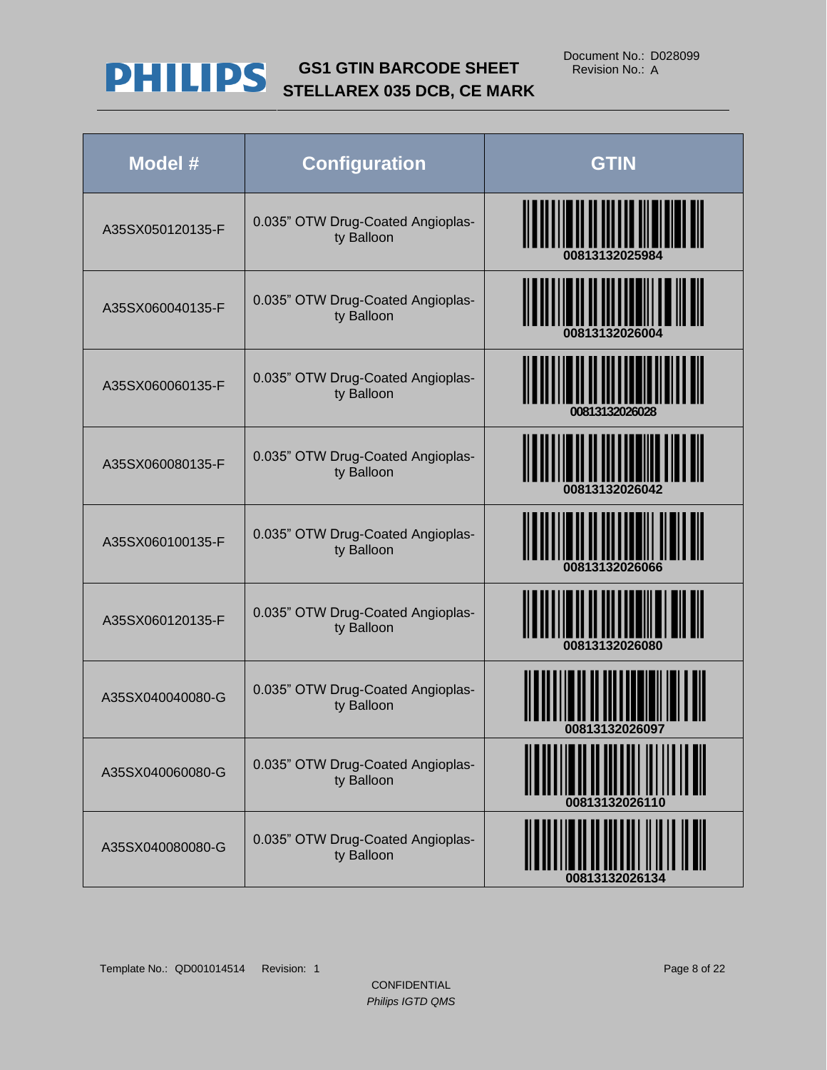# GS1 GTIN BARCODE SHEET STELLAREX 035 DCB, CE MARK

Document No.: D028099
Revision No.: A

| Model # | Configuration | GTIN |
|---|---|---|
| A35SX050120135-F | 0.035" OTW Drug-Coated Angioplasty Balloon | 00813132025984 |
| A35SX060040135-F | 0.035" OTW Drug-Coated Angioplasty Balloon | 00813132026004 |
| A35SX060060135-F | 0.035" OTW Drug-Coated Angioplasty Balloon | 00813132026028 |
| A35SX060080135-F | 0.035" OTW Drug-Coated Angioplasty Balloon | 00813132026042 |
| A35SX060100135-F | 0.035" OTW Drug-Coated Angioplasty Balloon | 00813132026066 |
| A35SX060120135-F | 0.035" OTW Drug-Coated Angioplasty Balloon | 00813132026080 |
| A35SX040040080-G | 0.035" OTW Drug-Coated Angioplasty Balloon | 00813132026097 |
| A35SX040060080-G | 0.035" OTW Drug-Coated Angioplasty Balloon | 00813132026110 |
| A35SX040080080-G | 0.035" OTW Drug-Coated Angioplasty Balloon | 00813132026134 |

Template No.: QD001014514 Revision: 1

CONFIDENTIAL
*Philips IGTD QMS*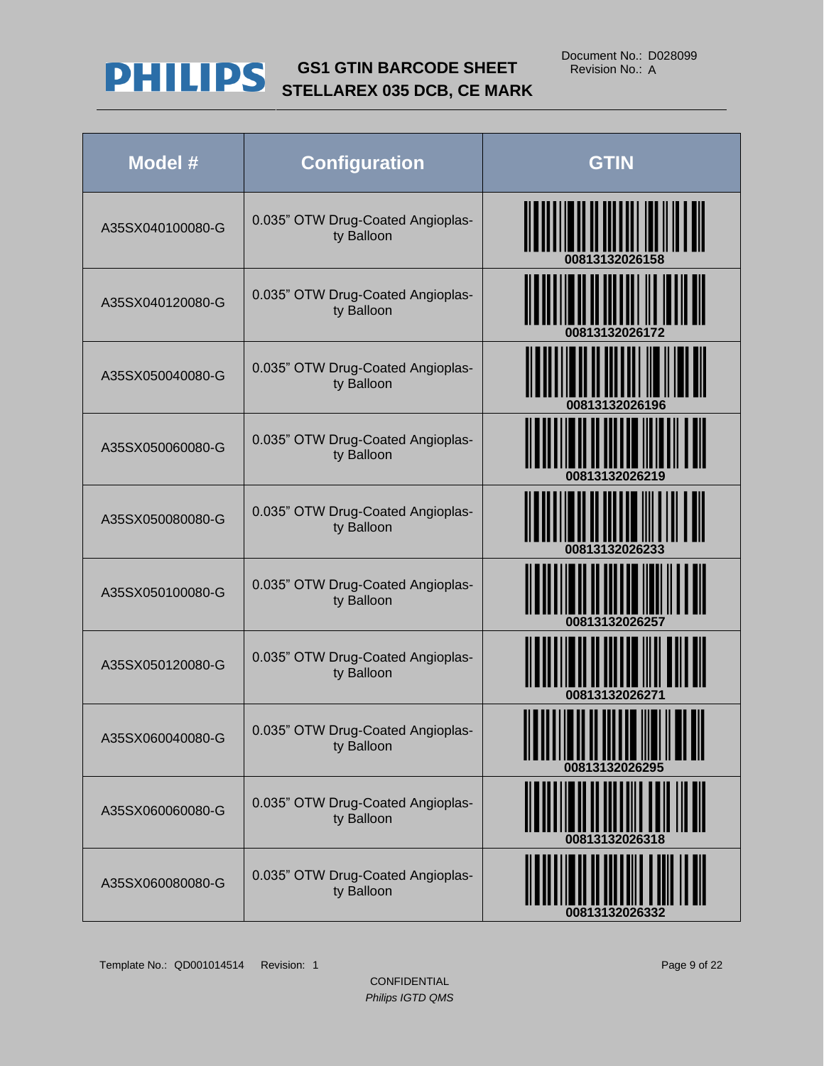| Model # | Configuration | GTIN |
|---|---|---|
| A35SX040100080-G | 0.035" OTW Drug-Coated Angioplasty Balloon | 00813132026158 |
| A35SX040120080-G | 0.035" OTW Drug-Coated Angioplasty Balloon | 00813132026172 |
| A35SX050040080-G | 0.035" OTW Drug-Coated Angioplasty Balloon | 00813132026196 |
| A35SX050060080-G | 0.035" OTW Drug-Coated Angioplasty Balloon | 00813132026219 |
| A35SX050080080-G | 0.035" OTW Drug-Coated Angioplasty Balloon | 00813132026233 |
| A35SX050100080-G | 0.035" OTW Drug-Coated Angioplasty Balloon | 00813132026257 |
| A35SX050120080-G | 0.035" OTW Drug-Coated Angioplasty Balloon | 00813132026271 |
| A35SX060040080-G | 0.035" OTW Drug-Coated Angioplasty Balloon | 00813132026295 |
| A35SX060060080-G | 0.035" OTW Drug-Coated Angioplasty Balloon | 00813132026318 |
| A35SX060080080-G | 0.035" OTW Drug-Coated Angioplasty Balloon | 00813132026332 |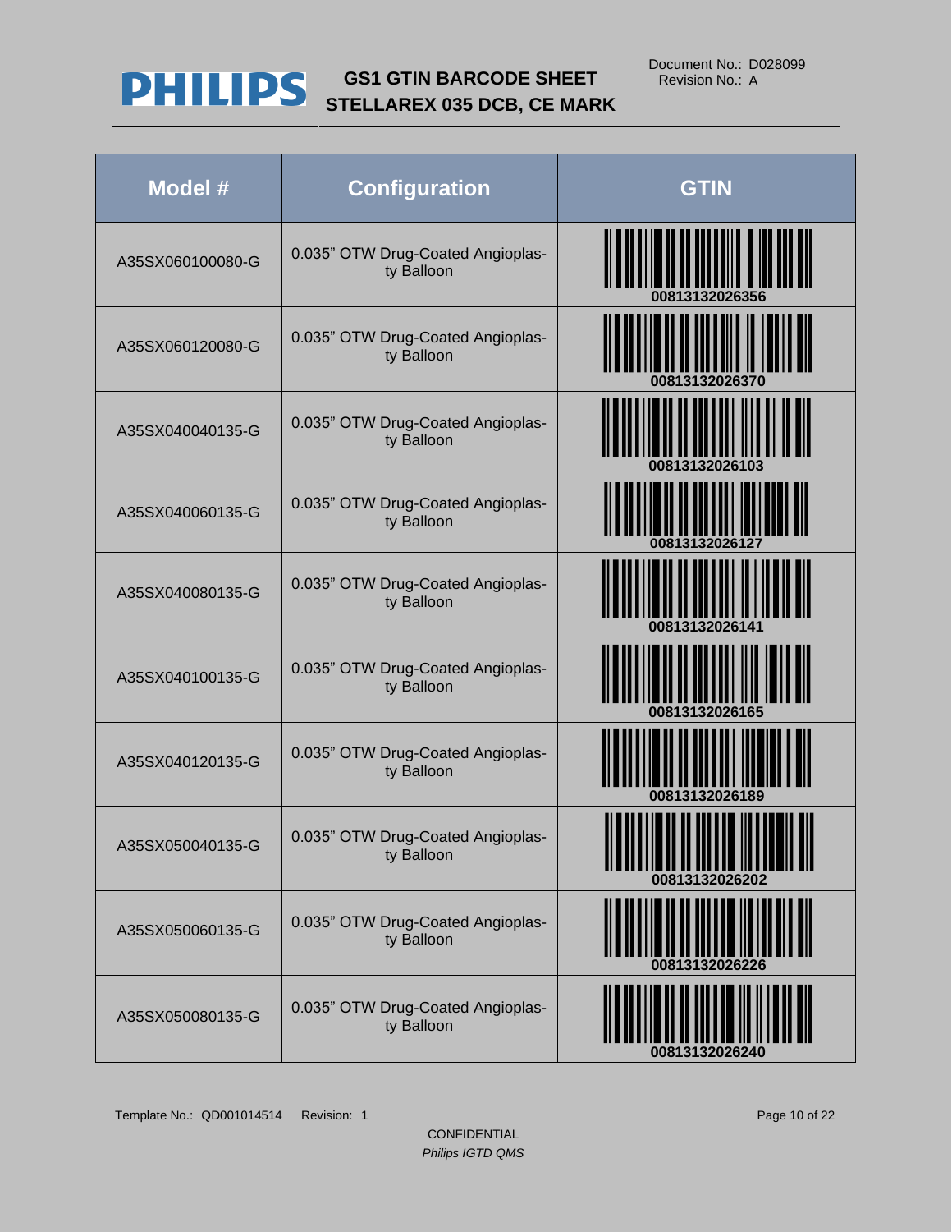| Model # | Configuration | GTIN |
|---|---|---|
| A35SX060100080-G | 0.035" OTW Drug-Coated Angioplasty Balloon | 00813132026356 |
| A35SX060120080-G | 0.035" OTW Drug-Coated Angioplasty Balloon | 00813132026370 |
| A35SX040040135-G | 0.035" OTW Drug-Coated Angioplasty Balloon | 00813132026103 |
| A35SX040060135-G | 0.035" OTW Drug-Coated Angioplasty Balloon | 00813132026127 |
| A35SX040080135-G | 0.035" OTW Drug-Coated Angioplasty Balloon | 00813132026141 |
| A35SX040100135-G | 0.035" OTW Drug-Coated Angioplasty Balloon | 00813132026165 |
| A35SX040120135-G | 0.035" OTW Drug-Coated Angioplasty Balloon | 00813132026189 |
| A35SX050040135-G | 0.035" OTW Drug-Coated Angioplasty Balloon | 00813132026202 |
| A35SX050060135-G | 0.035" OTW Drug-Coated Angioplasty Balloon | 00813132026226 |
| A35SX050080135-G | 0.035" OTW Drug-Coated Angioplasty Balloon | 00813132026240 |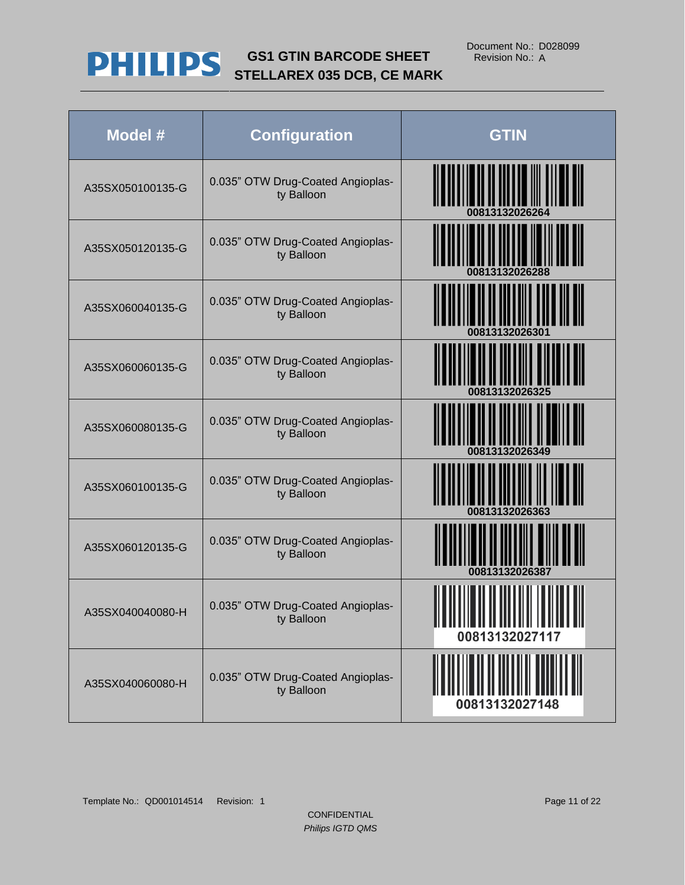# GS1 GTIN BARCODE SHEET
## STELLAREX 035 DCB, CE MARK

Document No.: D028099
Revision No.: A

| Model # | Configuration | GTIN |
|---|---|---|
| A35SX050100135-G | 0.035" OTW Drug-Coated Angioplasty Balloon | 00813132026264 |
| A35SX050120135-G | 0.035" OTW Drug-Coated Angioplasty Balloon | 00813132026288 |
| A35SX060040135-G | 0.035" OTW Drug-Coated Angioplasty Balloon | 00813132026301 |
| A35SX060060135-G | 0.035" OTW Drug-Coated Angioplasty Balloon | 00813132026325 |
| A35SX060080135-G | 0.035" OTW Drug-Coated Angioplasty Balloon | 00813132026349 |
| A35SX060100135-G | 0.035" OTW Drug-Coated Angioplasty Balloon | 00813132026363 |
| A35SX060120135-G | 0.035" OTW Drug-Coated Angioplasty Balloon | 00813132026387 |
| A35SX040040080-H | 0.035" OTW Drug-Coated Angioplasty Balloon | 00813132027117 |
| A35SX040060080-H | 0.035" OTW Drug-Coated Angioplasty Balloon | 00813132027148 |

Template No.: QD001014514 Revision: 1

CONFIDENTIAL

*Philips IGTD QMS*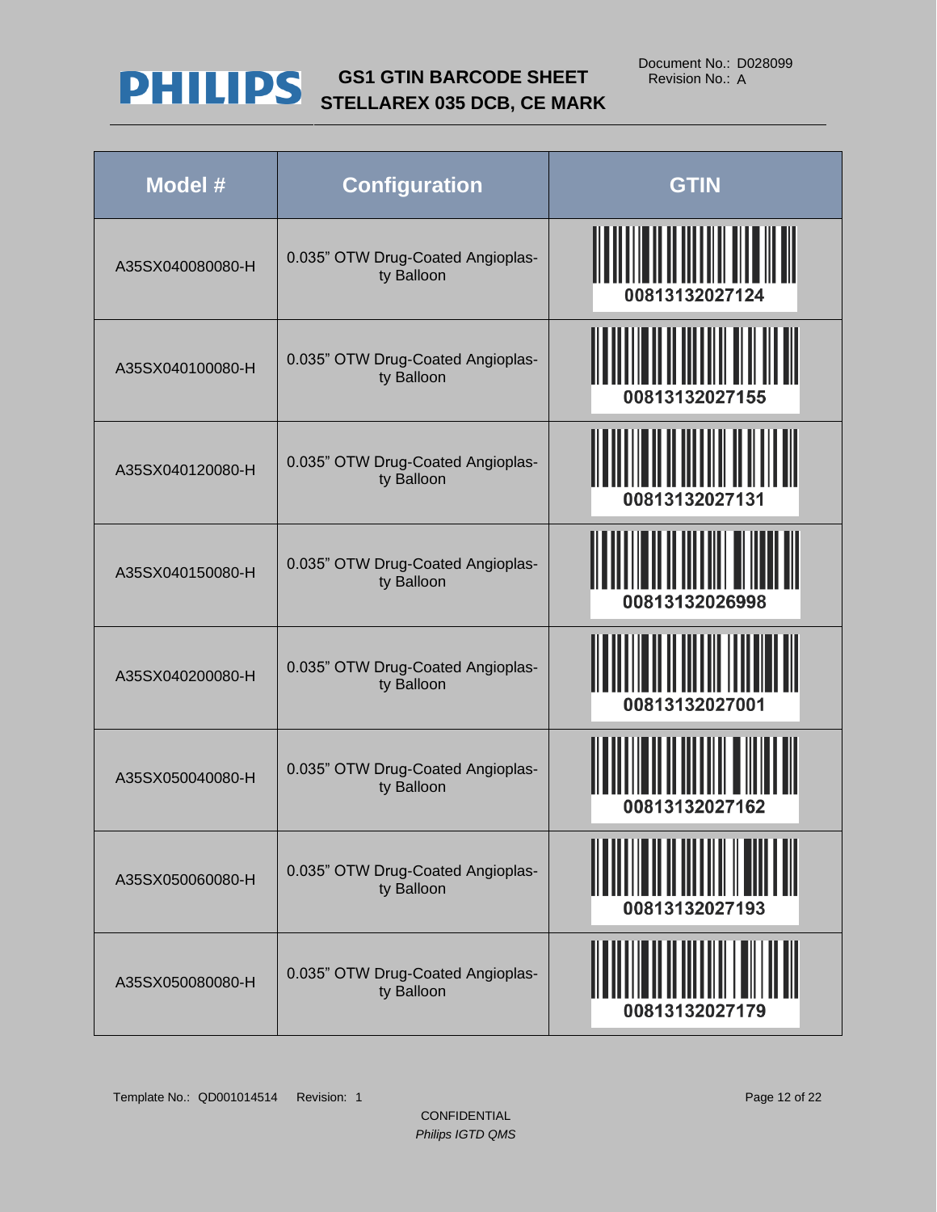| Model # | Configuration | GTIN |
|---|---|---|
| A35SX040080080-H | 0.035” OTW Drug-Coated Angioplasty Balloon | 00813132027124 |
| A35SX040100080-H | 0.035” OTW Drug-Coated Angioplasty Balloon | 00813132027155 |
| A35SX040120080-H | 0.035” OTW Drug-Coated Angioplasty Balloon | 00813132027131 |
| A35SX040150080-H | 0.035” OTW Drug-Coated Angioplasty Balloon | 00813132026998 |
| A35SX040200080-H | 0.035” OTW Drug-Coated Angioplasty Balloon | 00813132027001 |
| A35SX050040080-H | 0.035” OTW Drug-Coated Angioplasty Balloon | 00813132027162 |
| A35SX050060080-H | 0.035” OTW Drug-Coated Angioplasty Balloon | 00813132027193 |
| A35SX050080080-H | 0.035” OTW Drug-Coated Angioplasty Balloon | 00813132027179 |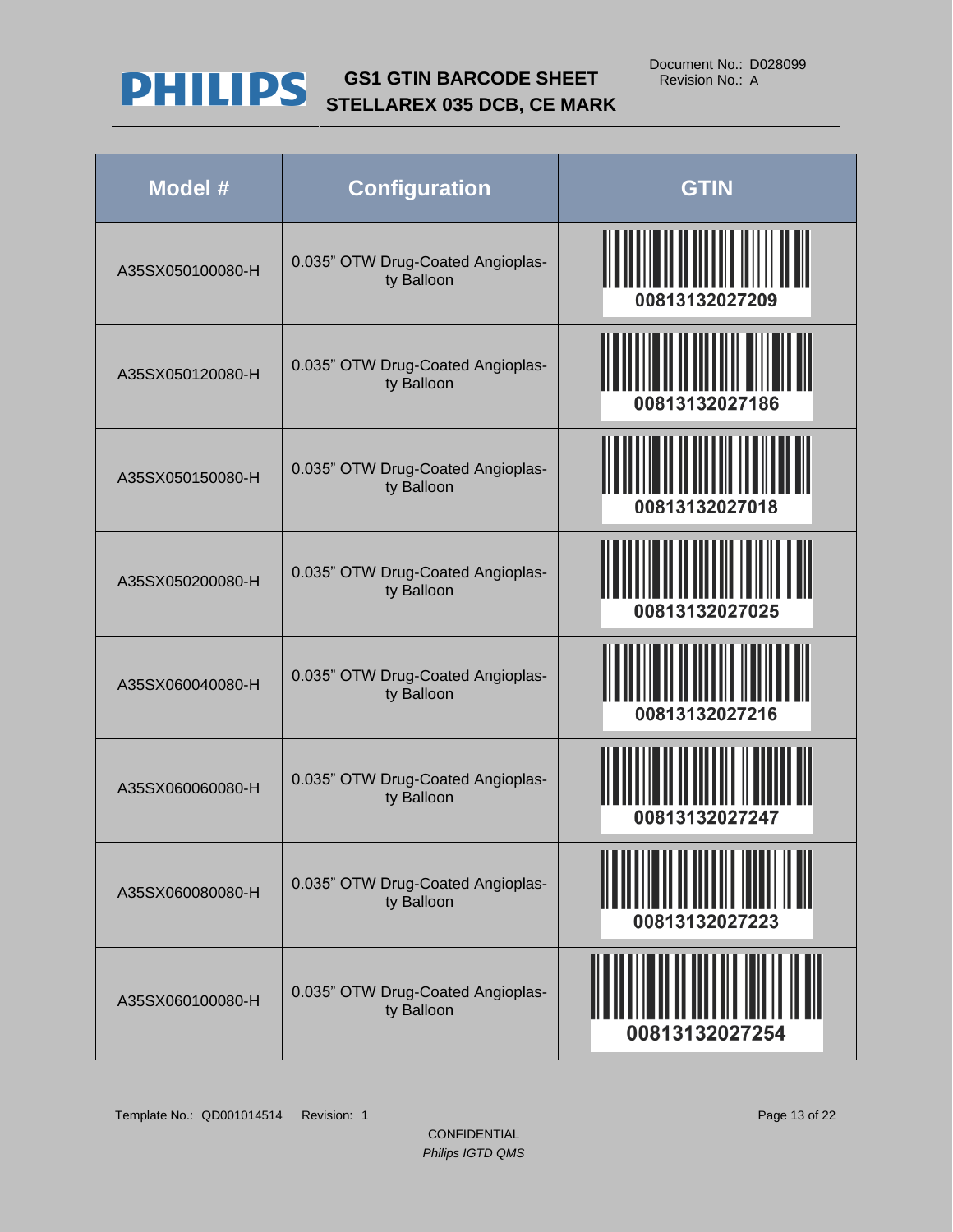# GS1 GTIN BARCODE SHEET STELLAREX 035 DCB, CE MARK

Document No.: D028099
Revision No.: A

| Model # | Configuration | GTIN |
|---|---|---|
| A35SX050100080-H | 0.035" OTW Drug-Coated Angioplasty Balloon | 00813132027209 |
| A35SX050120080-H | 0.035" OTW Drug-Coated Angioplasty Balloon | 00813132027186 |
| A35SX050150080-H | 0.035" OTW Drug-Coated Angioplasty Balloon | 00813132027018 |
| A35SX050200080-H | 0.035" OTW Drug-Coated Angioplasty Balloon | 00813132027025 |
| A35SX060040080-H | 0.035" OTW Drug-Coated Angioplasty Balloon | 00813132027216 |
| A35SX060060080-H | 0.035" OTW Drug-Coated Angioplasty Balloon | 00813132027247 |
| A35SX060080080-H | 0.035" OTW Drug-Coated Angioplasty Balloon | 00813132027223 |
| A35SX060100080-H | 0.035" OTW Drug-Coated Angioplasty Balloon | 00813132027254 |

Template No.: QD001014514 Revision: 1

CONFIDENTIAL
*Philips IGTD QMS*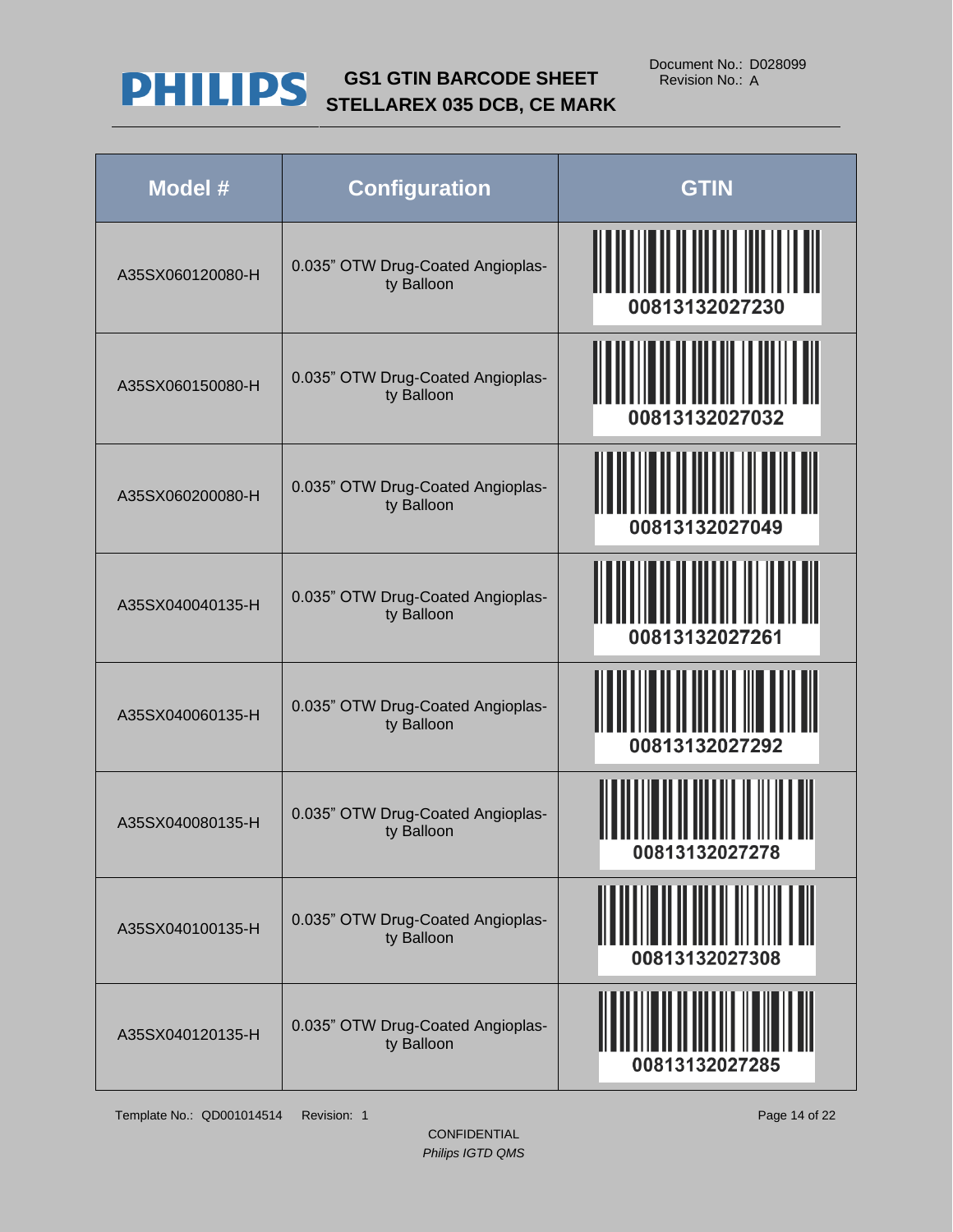# GS1 GTIN BARCODE SHEET STELLAREX 035 DCB, CE MARK

Document No.: D028099
Revision No.: A

| Model # | Configuration | GTIN |
|---|---|---|
| A35SX060120080-H | 0.035" OTW Drug-Coated Angioplasty Balloon | 00813132027230 |
| A35SX060150080-H | 0.035" OTW Drug-Coated Angioplasty Balloon | 00813132027032 |
| A35SX060200080-H | 0.035" OTW Drug-Coated Angioplasty Balloon | 00813132027049 |
| A35SX040040135-H | 0.035" OTW Drug-Coated Angioplasty Balloon | 00813132027261 |
| A35SX040060135-H | 0.035" OTW Drug-Coated Angioplasty Balloon | 00813132027292 |
| A35SX040080135-H | 0.035" OTW Drug-Coated Angioplasty Balloon | 00813132027278 |
| A35SX040100135-H | 0.035" OTW Drug-Coated Angioplasty Balloon | 00813132027308 |
| A35SX040120135-H | 0.035" OTW Drug-Coated Angioplasty Balloon | 00813132027285 |

Template No.: QD001014514 Revision: 1

CONFIDENTIAL
*Philips IGTD QMS*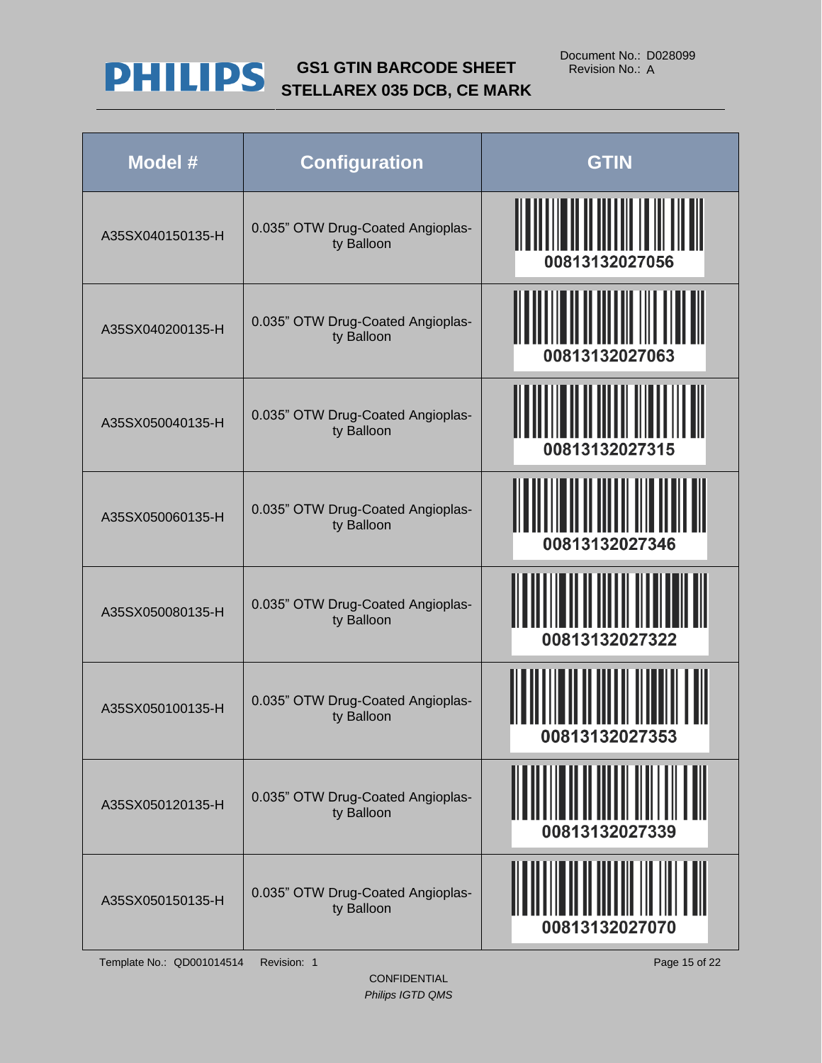| Model # | Configuration | GTIN |
|---|---|---|
| A35SX040150135-H | 0.035" OTW Drug-Coated Angioplasty Balloon | 00813132027056 |
| A35SX040200135-H | 0.035" OTW Drug-Coated Angioplasty Balloon | 00813132027063 |
| A35SX050040135-H | 0.035" OTW Drug-Coated Angioplasty Balloon | 00813132027315 |
| A35SX050060135-H | 0.035" OTW Drug-Coated Angioplasty Balloon | 00813132027346 |
| A35SX050080135-H | 0.035" OTW Drug-Coated Angioplasty Balloon | 00813132027322 |
| A35SX050100135-H | 0.035" OTW Drug-Coated Angioplasty Balloon | 00813132027353 |
| A35SX050120135-H | 0.035" OTW Drug-Coated Angioplasty Balloon | 00813132027339 |
| A35SX050150135-H | 0.035" OTW Drug-Coated Angioplasty Balloon | 00813132027070 |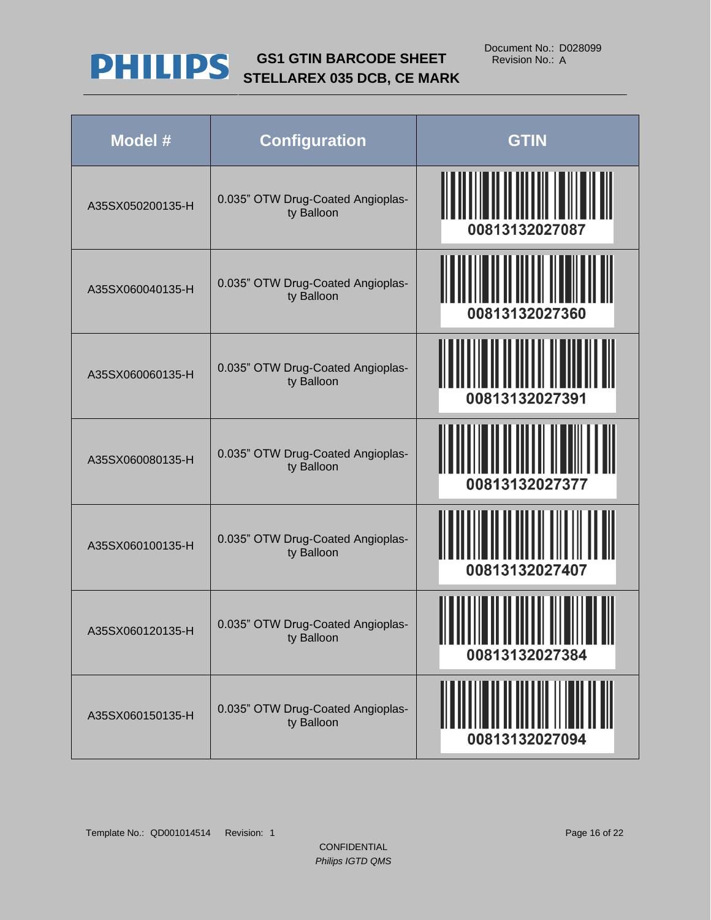| Model # | Configuration | GTIN |
|---|---|---|
| A35SX050200135-H | 0.035" OTW Drug-Coated Angioplasty Balloon | 00813132027087 |
| A35SX060040135-H | 0.035" OTW Drug-Coated Angioplasty Balloon | 00813132027360 |
| A35SX060060135-H | 0.035" OTW Drug-Coated Angioplasty Balloon | 00813132027391 |
| A35SX060080135-H | 0.035" OTW Drug-Coated Angioplasty Balloon | 00813132027377 |
| A35SX060100135-H | 0.035" OTW Drug-Coated Angioplasty Balloon | 00813132027407 |
| A35SX060120135-H | 0.035" OTW Drug-Coated Angioplasty Balloon | 00813132027384 |
| A35SX060150135-H | 0.035" OTW Drug-Coated Angioplasty Balloon | 00813132027094 |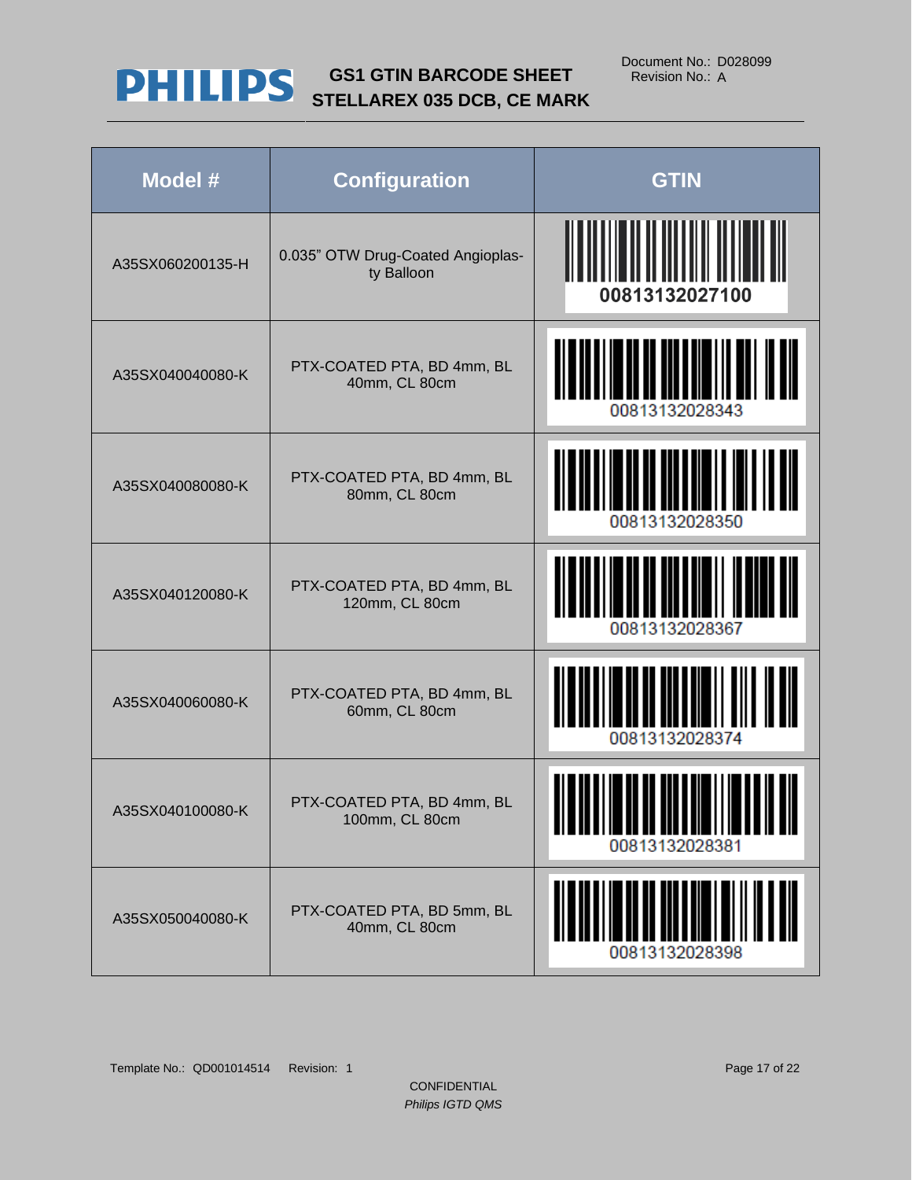# GS1 GTIN BARCODE SHEET STELLAREX 035 DCB, CE MARK

Document No.: D028099
Revision No.: A

| Model # | Configuration | GTIN |
|---|---|---|
| A35SX060200135-H | 0.035" OTW Drug-Coated Angioplasty Balloon | 00813132027100 |
| A35SX040040080-K | PTX-COATED PTA, BD 4mm, BL 40mm, CL 80cm | 00813132028343 |
| A35SX040080080-K | PTX-COATED PTA, BD 4mm, BL 80mm, CL 80cm | 00813132028350 |
| A35SX040120080-K | PTX-COATED PTA, BD 4mm, BL 120mm, CL 80cm | 00813132028367 |
| A35SX040060080-K | PTX-COATED PTA, BD 4mm, BL 60mm, CL 80cm | 00813132028374 |
| A35SX040100080-K | PTX-COATED PTA, BD 4mm, BL 100mm, CL 80cm | 00813132028381 |
| A35SX050040080-K | PTX-COATED PTA, BD 5mm, BL 40mm, CL 80cm | 00813132028398 |

Template No.: QD001014514 Revision: 1

CONFIDENTIAL
*Philips IGTD QMS*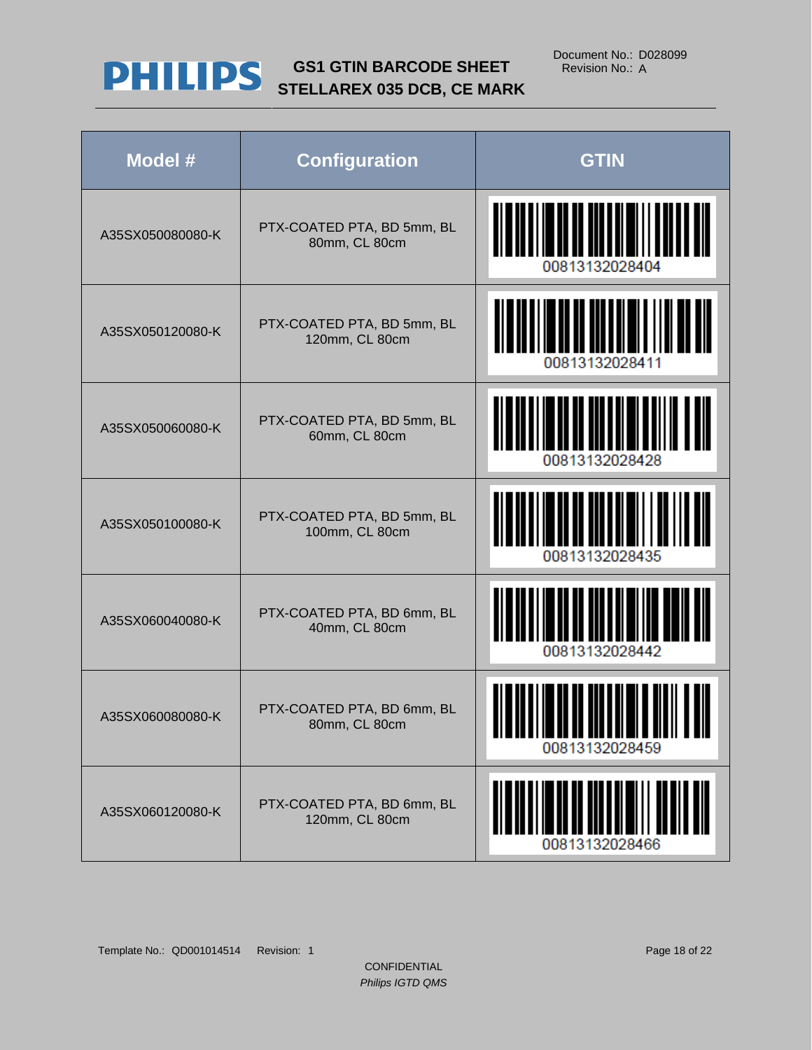# GS1 GTIN BARCODE SHEET
## STELLAREX 035 DCB, CE MARK

Document No.: D028099
Revision No.: A

| Model # | Configuration | GTIN |
|---|---|---|
| A35SX050080080-K | PTX-COATED PTA, BD 5mm, BL 80mm, CL 80cm | 00813132028404 |
| A35SX050120080-K | PTX-COATED PTA, BD 5mm, BL 120mm, CL 80cm | 00813132028411 |
| A35SX050060080-K | PTX-COATED PTA, BD 5mm, BL 60mm, CL 80cm | 00813132028428 |
| A35SX050100080-K | PTX-COATED PTA, BD 5mm, BL 100mm, CL 80cm | 00813132028435 |
| A35SX060040080-K | PTX-COATED PTA, BD 6mm, BL 40mm, CL 80cm | 00813132028442 |
| A35SX060080080-K | PTX-COATED PTA, BD 6mm, BL 80mm, CL 80cm | 00813132028459 |
| A35SX060120080-K | PTX-COATED PTA, BD 6mm, BL 120mm, CL 80cm | 00813132028466 |

Template No.: QD001014514 Revision: 1

CONFIDENTIAL

*Philips IGTD QMS*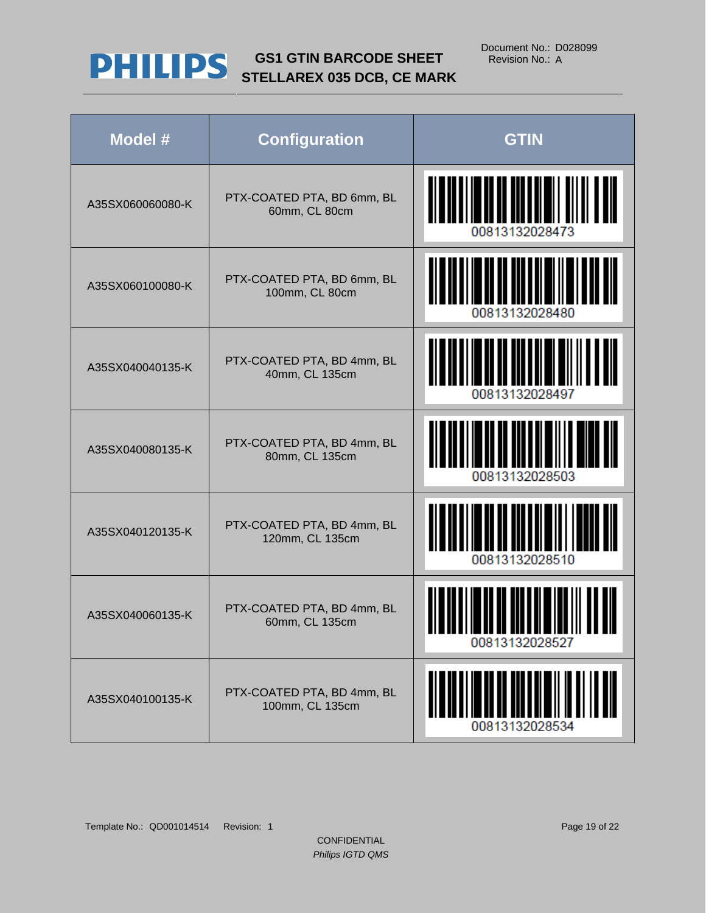| Model # | Configuration | GTIN |
|---|---|---|
| A35SX060060080-K | PTX-COATED PTA, BD 6mm, BL 60mm, CL 80cm | 00813132028473 |
| A35SX060100080-K | PTX-COATED PTA, BD 6mm, BL 100mm, CL 80cm | 00813132028480 |
| A35SX040040135-K | PTX-COATED PTA, BD 4mm, BL 40mm, CL 135cm | 00813132028497 |
| A35SX040080135-K | PTX-COATED PTA, BD 4mm, BL 80mm, CL 135cm | 00813132028503 |
| A35SX040120135-K | PTX-COATED PTA, BD 4mm, BL 120mm, CL 135cm | 00813132028510 |
| A35SX040060135-K | PTX-COATED PTA, BD 4mm, BL 60mm, CL 135cm | 00813132028527 |
| A35SX040100135-K | PTX-COATED PTA, BD 4mm, BL 100mm, CL 135cm | 00813132028534 |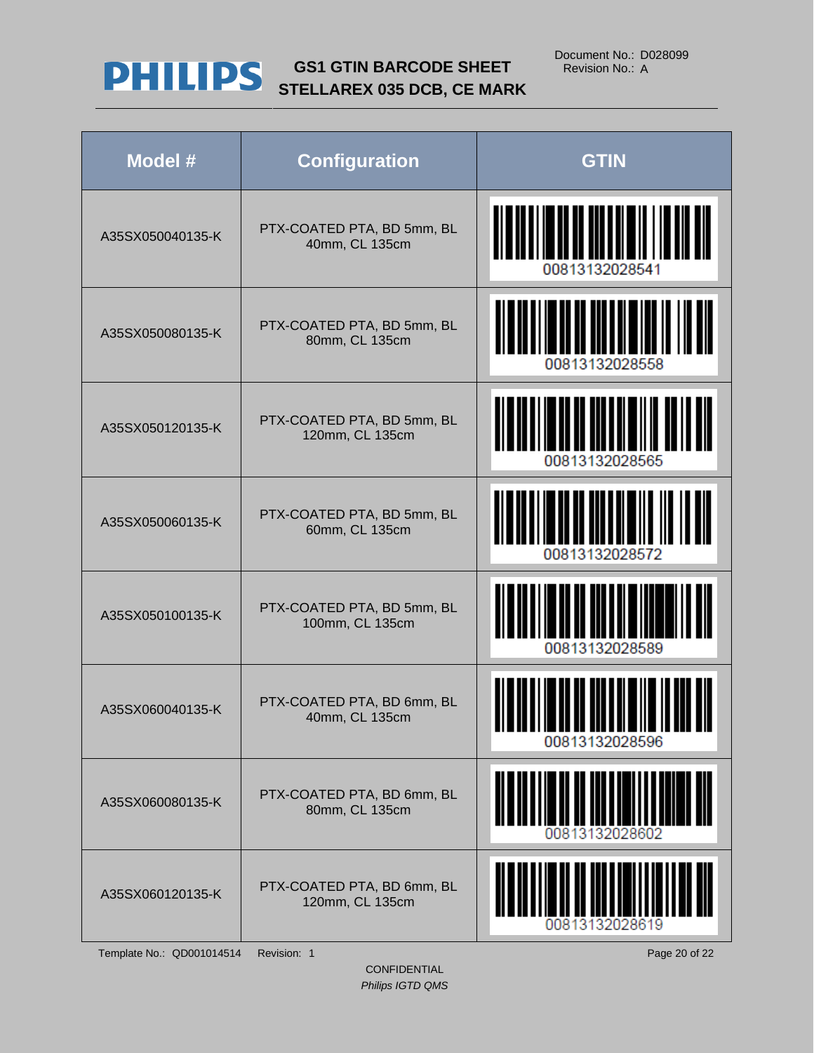**PHILIPS**

# GS1 GTIN BARCODE SHEET
# STELLAREX 035 DCB, CE MARK

Document No.: D028099
Revision No.: A

| Model # | Configuration | GTIN |
|---|---|---|
| A35SX050040135-K | PTX-COATED PTA, BD 5mm, BL 40mm, CL 135cm | 00813132028541 |
| A35SX050080135-K | PTX-COATED PTA, BD 5mm, BL 80mm, CL 135cm | 00813132028558 |
| A35SX050120135-K | PTX-COATED PTA, BD 5mm, BL 120mm, CL 135cm | 00813132028565 |
| A35SX050060135-K | PTX-COATED PTA, BD 5mm, BL 60mm, CL 135cm | 00813132028572 |
| A35SX050100135-K | PTX-COATED PTA, BD 5mm, BL 100mm, CL 135cm | 00813132028589 |
| A35SX060040135-K | PTX-COATED PTA, BD 6mm, BL 40mm, CL 135cm | 00813132028596 |
| A35SX060080135-K | PTX-COATED PTA, BD 6mm, BL 80mm, CL 135cm | 00813132028602 |
| A35SX060120135-K | PTX-COATED PTA, BD 6mm, BL 120mm, CL 135cm | 00813132028619 |

Template No.: QD001014514 Revision: 1

CONFIDENTIAL

*Philips IGTD QMS*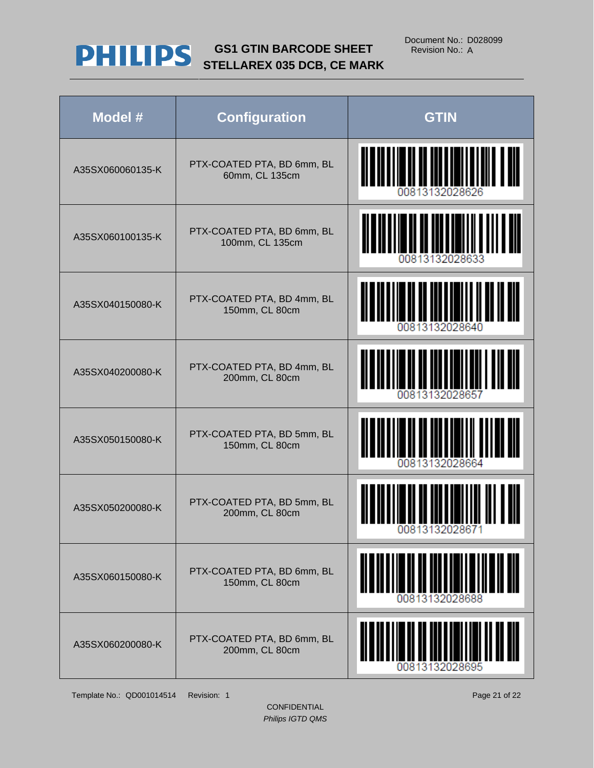# GS1 GTIN BARCODE SHEET STELLAREX 035 DCB, CE MARK

Document No.: D028099
Revision No.: A

| Model # | Configuration | GTIN |
|---|---|---|
| A35SX060060135-K | PTX-COATED PTA, BD 6mm, BL 60mm, CL 135cm | 00813132028626 |
| A35SX060100135-K | PTX-COATED PTA, BD 6mm, BL 100mm, CL 135cm | 00813132028633 |
| A35SX040150080-K | PTX-COATED PTA, BD 4mm, BL 150mm, CL 80cm | 00813132028640 |
| A35SX040200080-K | PTX-COATED PTA, BD 4mm, BL 200mm, CL 80cm | 00813132028657 |
| A35SX050150080-K | PTX-COATED PTA, BD 5mm, BL 150mm, CL 80cm | 00813132028664 |
| A35SX050200080-K | PTX-COATED PTA, BD 5mm, BL 200mm, CL 80cm | 00813132028671 |
| A35SX060150080-K | PTX-COATED PTA, BD 6mm, BL 150mm, CL 80cm | 00813132028688 |
| A35SX060200080-K | PTX-COATED PTA, BD 6mm, BL 200mm, CL 80cm | 00813132028695 |

Template No.: QD001014514 Revision: 1

CONFIDENTIAL
*Philips IGTD QMS*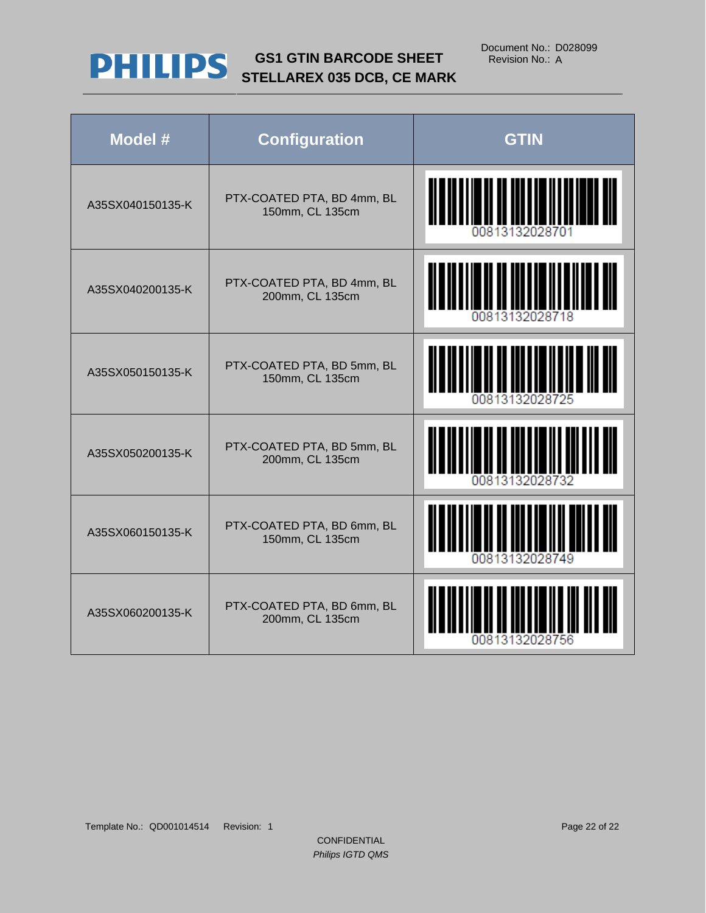# GS1 GTIN BARCODE SHEET
## STELLAREX 035 DCB, CE MARK

Document No.: D028099
Revision No.: A

| Model # | Configuration | GTIN |
|---|---|---|
| A35SX040150135-K | PTX-COATED PTA, BD 4mm, BL 150mm, CL 135cm | 00813132028701 |
| A35SX040200135-K | PTX-COATED PTA, BD 4mm, BL 200mm, CL 135cm | 00813132028718 |
| A35SX050150135-K | PTX-COATED PTA, BD 5mm, BL 150mm, CL 135cm | 00813132028725 |
| A35SX050200135-K | PTX-COATED PTA, BD 5mm, BL 200mm, CL 135cm | 00813132028732 |
| A35SX060150135-K | PTX-COATED PTA, BD 6mm, BL 150mm, CL 135cm | 00813132028749 |
| A35SX060200135-K | PTX-COATED PTA, BD 6mm, BL 200mm, CL 135cm | 00813132028756 |